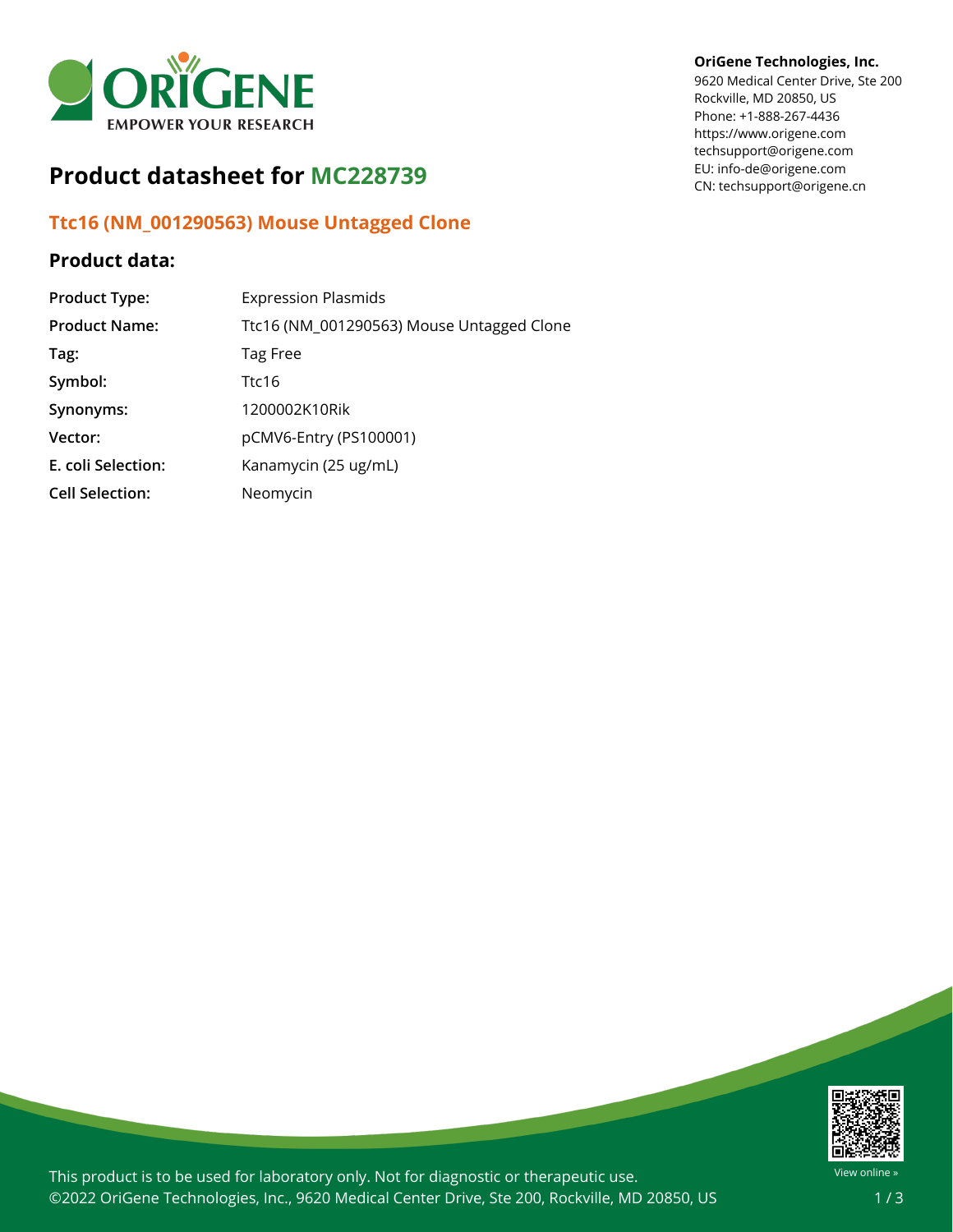# Product datasheet for MC228739

OriGene Technologies, Inc.
9620 Medical Center Drive, Ste 200
Rockville, MD 20850, US
Phone: +1-888-267-4436
https://www.origene.com
techsupport@origene.com
EU: info-de@origene.com
CN: techsupport@origene.cn

## Ttc16 (NM_001290563) Mouse Untagged Clone

### Product data:

| | |
|---|---|
| **Product Type:** | Expression Plasmids |
| **Product Name:** | Ttc16 (NM_001290563) Mouse Untagged Clone |
| **Tag:** | Tag Free |
| **Symbol:** | Ttc16 |
| **Synonyms:** | 1200002K10Rik |
| **Vector:** | pCMV6-Entry (PS100001) |
| **E. coli Selection:** | Kanamycin (25 ug/mL) |
| **Cell Selection:** | Neomycin |

This product is to be used for laboratory only. Not for diagnostic or therapeutic use.
©2022 OriGene Technologies, Inc., 9620 Medical Center Drive, Ste 200, Rockville, MD 20850, US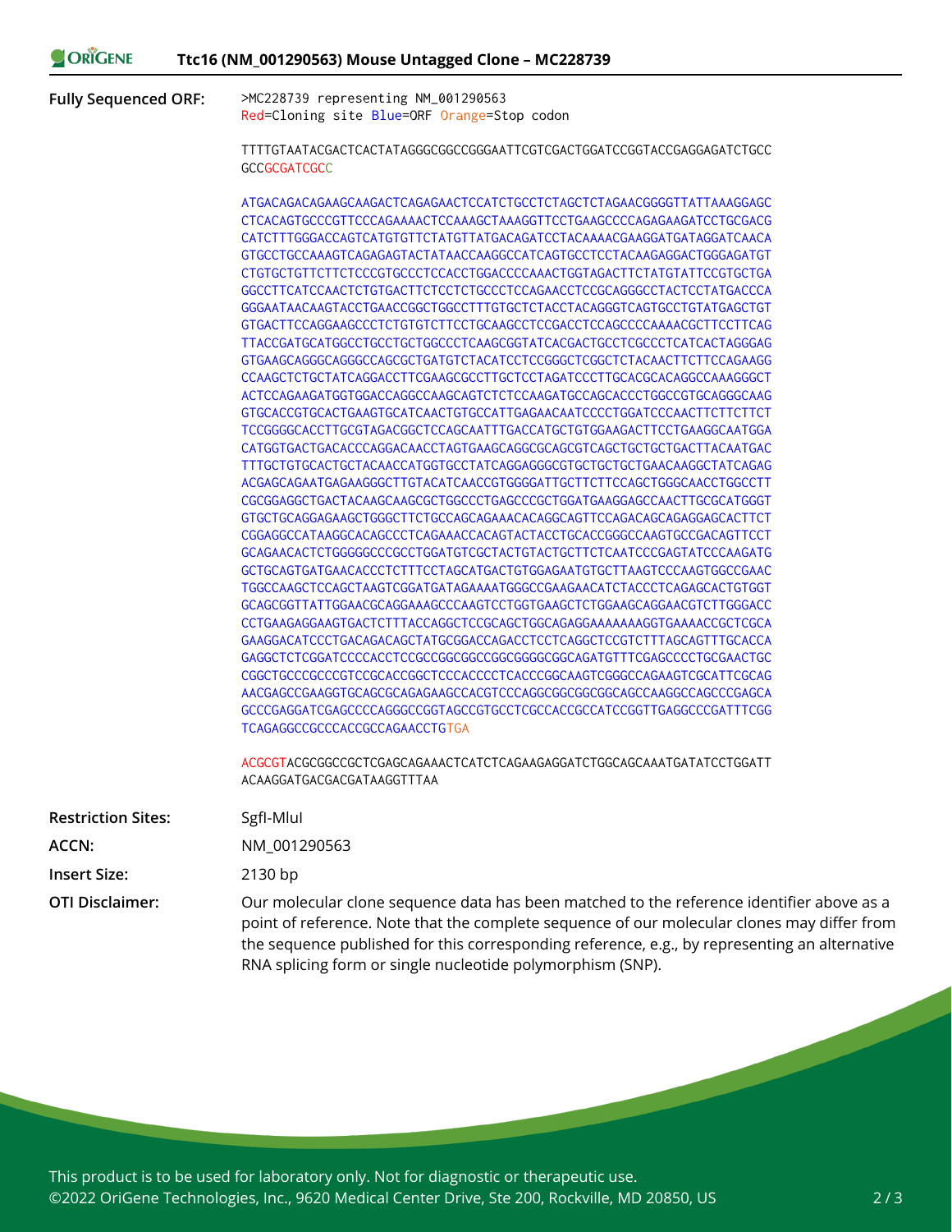# Ttc16 (NM_001290563) Mouse Untagged Clone – MC228739

**Fully Sequenced ORF:**

```
>MC228739 representing NM_001290563
Red=Cloning site Blue=ORF Orange=Stop codon

TTTTGTAATACGACTCACTATAGGGCGGCCGGGAATTCGTCGACTGGATCCGGTACCGAGGAGATCTGCC
GCCGCGATCGCC

ATGACAGACAGAAGCAAGACTCAGAGAACTCCATCTGCCTCTAGCTCTAGAACGGGGTTATTAAAGGAGC
CTCACAGTGCCCGTTCCCAGAAAACTCCAAAGCTAAAGGTTCCTGAAGCCCCAGAGAAGATCCTGCGACG
CATCTTTGGGACCAGTCATGTGTTCTATGTTATGACAGATCCTACAAAACGAAGGATGATAGGATCAACA
GTGCCTGCCAAAGTCAGAGAGTACTATAACCAAGGCCATCAGTGCCTCCTACAAGAGGACTGGGAGATGT
CTGTGCTGTTCTTCTCCCGTGCCCTCCACCTGGACCCCAAACTGGTAGACTTCTATGTATTCCGTGCTGA
GGCCTTCATCCAACTCTGTGACTTCTCCTCTGCCCTCCAGAACCTCCGCAGGGCCTACTCCTATGACCCA
GGGAATAACAAGTACCTGAACCGGCTGGCCTTTGTGCTCTACCTACAGGGTCAGTGCCTGTATGAGCTGT
GTGACTTCCAGGAAGCCCTCTGTGTCTTCCTGCAAGCCTCCGACCTCCAGCCCCAAAACGCTTCCTTCAG
TTACCGATGCATGGCCTGCCTGCTGGCCCTCAAGCGGTATCACGACTGCCTCGCCCTCATCACTAGGGAG
GTGAAGCAGGGCAGGGCCAGCGCTGATGTCTACATCCTCCGGGCTCGGCTCTACAACTTCTTCCAGAAGG
CCAAGCTCTGCTATCAGGACCTTCGAAGCGCCTTGCTCCTAGATCCCTTGCACGCACAGGCCAAAGGGCT
ACTCCAGAAGATGGTGGACCAGGCCAAGCAGTCTCTCCAAGATGCCAGCAGCACCCTGGCCGTGCAGGGCAAG
GTGCACCGTGCACTGAAGTGCATCAACTGTGCCATTGAGAACAATCCCCTGGATCCCAACTTCTTCTTCT
TCCGGGGCACCTTGCGTAGACGGCTCCAGCAATTTGACCATGCTGTGGAAGACTTCCTGAAGGCAATGGA
CATGGTGACTGACACCCAGGACAACCTAGTGAAGCAGGCGCAGCGTCAGCTGCTGCTGACTTACAATGAC
TTTGCTGTGCACTGCTACAACCATGGTGCCTATCAGGAGGGCGTGCTGCTGCTGAACAAGGCTATCAGAG
ACGAGCAGAATGAGAAGGGCTTGTACATCAACCGTGGGGATTGCTTCTTCCAGCTGGGCAACCTGGCCTT
CGCGGAGGCTGACTACAAGCAAGCGCTGGCCCTGAGCCCGCTGGATGAAGGAGCCAACTTGCGCATGGGT
GTGCTGCAGGAGAAGCTGGGCTTCTGCCAGCAGAAACACAGGCAGTTCCAGACAGCAGAGGAGCACTTCT
CGGAGGCCATAAGGCACAGCCCTCAGAAACCACAGTACTACCTGCACCGGGCCAAGTGCCGACAGTTCCT
GCAGAACACTCTGGGGGCCCGCCTGGATGTCGCTACTGTACTGCTTCTCAATCCCGAGTATCCCAAGATG
GCTGCAGTGATGAACACCCTCTTTCCTAGCATGACTGTGGAGAATGTGCTTAAGTCCCAAGTGGCCGAAC
TGGCCAAGCTCCAGCTAAGTCGGATGATAGAAAATGGGCCGAAGAACATCTACCCTCAGAGCACTGTGGT
GCAGCGGTTATTGGAACGCAGGAAAGCCCAAGTCCTGGTGAAGCTCTGGAAGCAGGAACGTCTTGGGACC
CCTGAAGAGGAAGTGACTCTTTACCAGGCTCCGCAGCTGGCAGAGGAAAAAAAGGTGAAAACCGCTCGCA
GAAGGACATCCCTGACAGACAGCTATGCGGACCAGACCTCCTCAGGCTCCGTCTTTAGCAGTTTGCACCA
GAGGCTCTCGGATCCCCACCTCCGCCGGCGGCCGGCGGGGCGGCAGATGTTTCGAGCCCCTGCGAACTGC
CGGCTGCCCGCCCGTCCGCACCGGCTCCCACCCCTCACCCGGCAAGTCGGGCCAGAAGTCGCATTCGCAG
AACGAGCCGAAGGTGCAGCGCAGAGAAGCCACGTCCCAGGCGGCGGCGGCAGCCAAGGCCAGCCCGAGCA
GCCCGAGGATCGAGCCCCAGGGCCGGTAGCCGTGCCTCGCCACCGCCATCCGGTTGAGGCCCGATTTCGG
TCAGAGGCCGCCCACCGCCAGAACCTGTGA

ACGCGTACGCGGCCGCTCGAGCAGAAACTCATCTCAGAAGAGGATCTGGCAGCAAATGATATCCTGGATT
ACAAGGATGACGACGATAAGGTTTAA
```

**Restriction Sites:** SgfI-MluI

**ACCN:** NM_001290563

**Insert Size:** 2130 bp

**OTI Disclaimer:** Our molecular clone sequence data has been matched to the reference identifier above as a point of reference. Note that the complete sequence of our molecular clones may differ from the sequence published for this corresponding reference, e.g., by representing an alternative RNA splicing form or single nucleotide polymorphism (SNP).

This product is to be used for laboratory only. Not for diagnostic or therapeutic use.
©2022 OriGene Technologies, Inc., 9620 Medical Center Drive, Ste 200, Rockville, MD 20850, US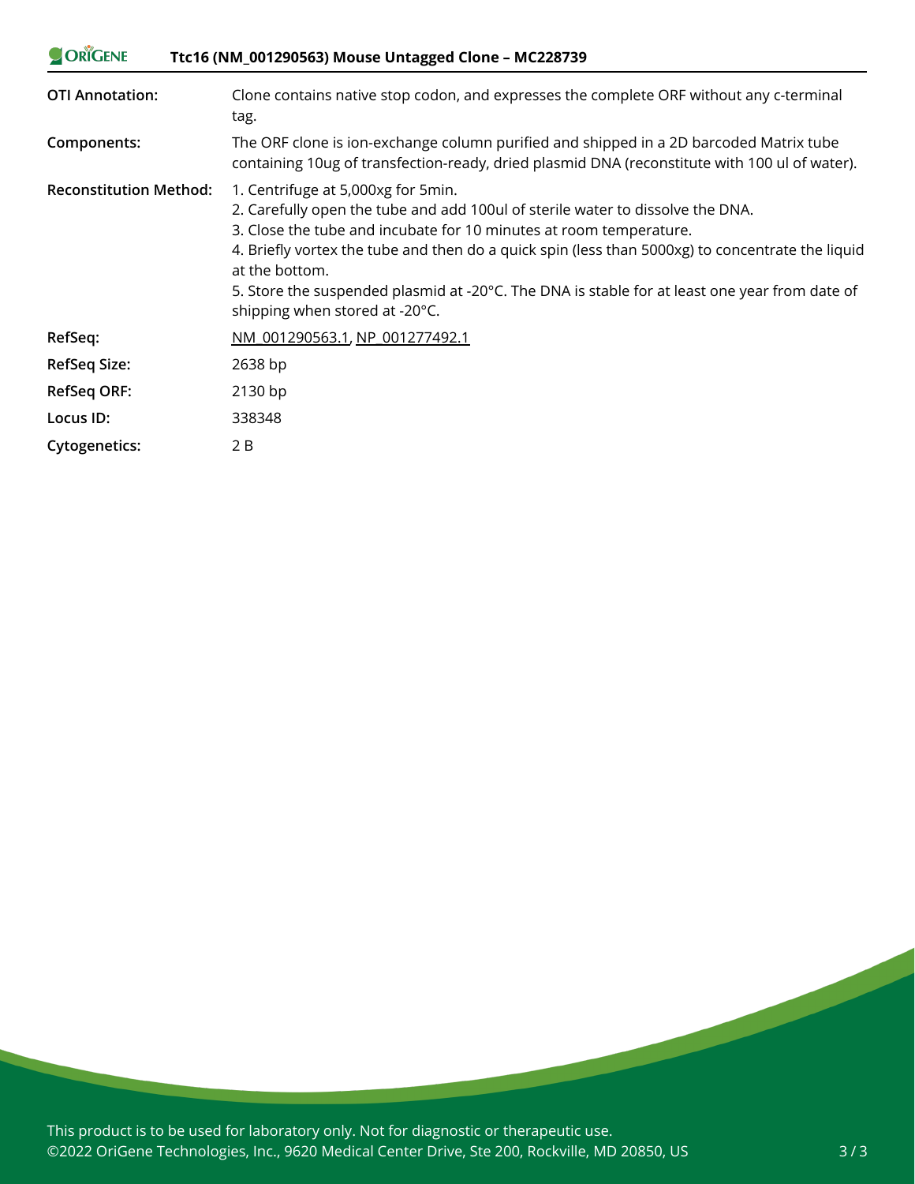| | |
|---|---|
| **OTI Annotation:** | Clone contains native stop codon, and expresses the complete ORF without any c-terminal tag. |
| **Components:** | The ORF clone is ion-exchange column purified and shipped in a 2D barcoded Matrix tube containing 10ug of transfection-ready, dried plasmid DNA (reconstitute with 100 ul of water). |
| **Reconstitution Method:** | 1. Centrifuge at 5,000xg for 5min.<br>2. Carefully open the tube and add 100ul of sterile water to dissolve the DNA.<br>3. Close the tube and incubate for 10 minutes at room temperature.<br>4. Briefly vortex the tube and then do a quick spin (less than 5000xg) to concentrate the liquid at the bottom.<br>5. Store the suspended plasmid at -20°C. The DNA is stable for at least one year from date of shipping when stored at -20°C. |
| **RefSeq:** | NM_001290563.1, NP_001277492.1 |
| **RefSeq Size:** | 2638 bp |
| **RefSeq ORF:** | 2130 bp |
| **Locus ID:** | 338348 |
| **Cytogenetics:** | 2 B |

This product is to be used for laboratory only. Not for diagnostic or therapeutic use.
©2022 OriGene Technologies, Inc., 9620 Medical Center Drive, Ste 200, Rockville, MD 20850, US